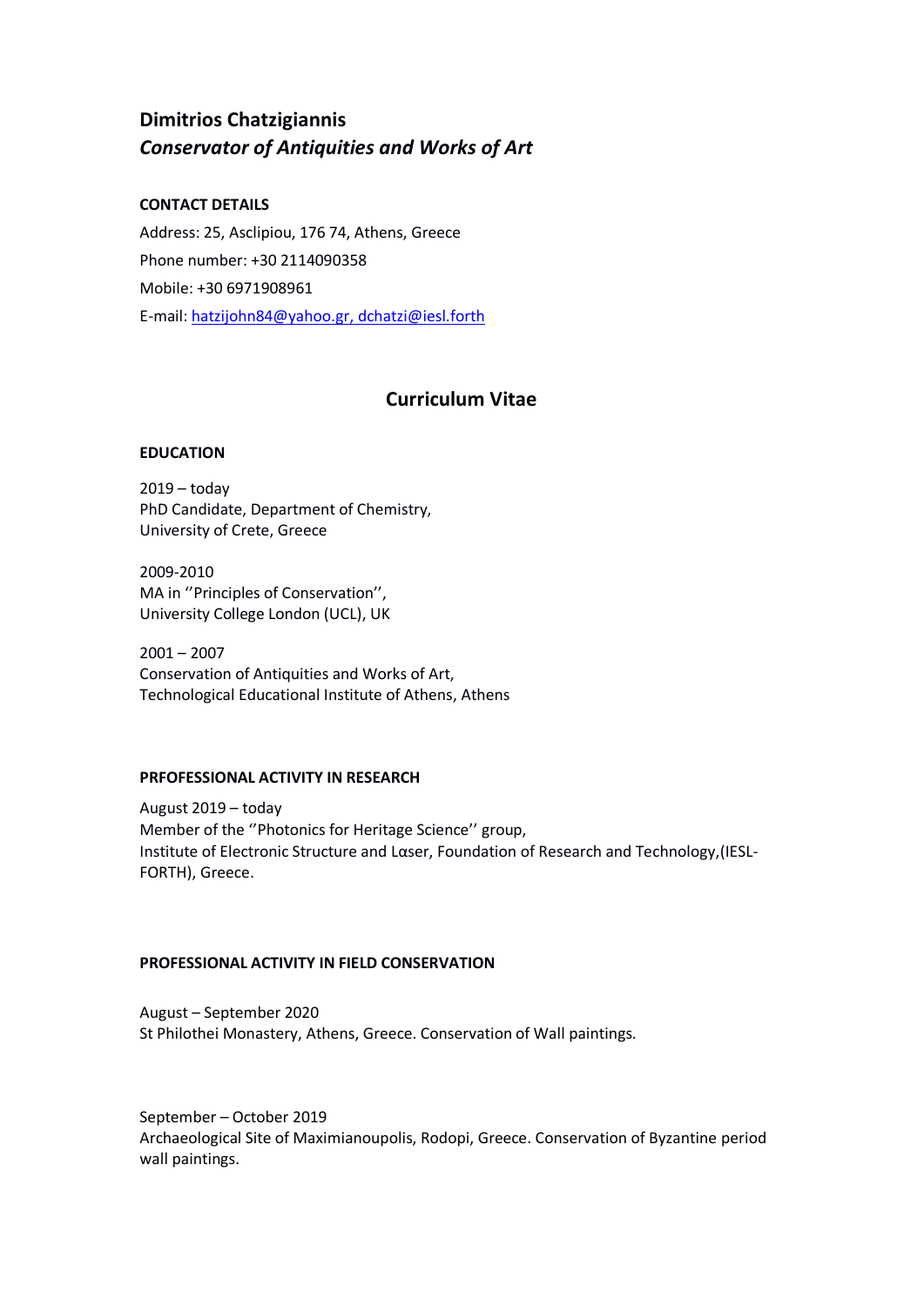## Dimitrios Chatzigiannis
### *Conservator of Antiquities and Works of Art*

**CONTACT DETAILS**

Address: 25, Asclipiou, 176 74, Athens, Greece

Phone number: +30 2114090358

Mobile: +30 6971908961

E-mail: hatzijohn84@yahoo.gr, dchatzi@iesl.forth

## Curriculum Vitae

**EDUCATION**

2019 – today
PhD Candidate, Department of Chemistry,
University of Crete, Greece

2009-2010
MA in ''Principles of Conservation'',
University College London (UCL), UK

2001 – 2007
Conservation of Antiquities and Works of Art,
Technological Educational Institute of Athens, Athens

**PRFOFESSIONAL ACTIVITY IN RESEARCH**

August 2019 – today
Member of the ''Photonics for Heritage Science'' group,
Institute of Electronic Structure and Lαser, Foundation of Research and Technology,(IESL-FORTH), Greece.

**PROFESSIONAL ACTIVITY IN FIELD CONSERVATION**

August – September 2020
St Philothei Monastery, Athens, Greece. Conservation of Wall paintings.

September – October 2019
Archaeological Site of Maximianoupolis, Rodopi, Greece. Conservation of Byzantine period wall paintings.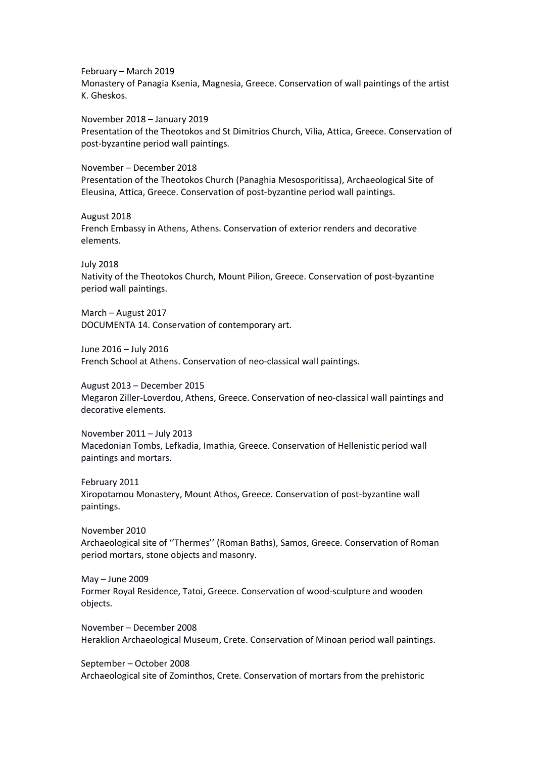February – March 2019
Monastery of Panagia Ksenia, Magnesia, Greece. Conservation of wall paintings of the artist K. Gheskos.

November 2018 – January 2019
Presentation of the Theotokos and St Dimitrios Church, Vilia, Attica, Greece. Conservation of post-byzantine period wall paintings.

November – December 2018
Presentation of the Theotokos Church (Panaghia Mesosporitissa), Archaeological Site of Eleusina, Attica, Greece. Conservation of post-byzantine period wall paintings.

August 2018
French Embassy in Athens, Athens. Conservation of exterior renders and decorative elements.

July 2018
Nativity of the Theotokos Church, Mount Pilion, Greece. Conservation of post-byzantine period wall paintings.

March – August 2017
DOCUMENTA 14. Conservation of contemporary art.

June 2016 – July 2016
French School at Athens. Conservation of neo-classical wall paintings.

August 2013 – December 2015
Megaron Ziller-Loverdou, Athens, Greece. Conservation of neo-classical wall paintings and decorative elements.

November 2011 – July 2013
Macedonian Tombs, Lefkadia, Imathia, Greece. Conservation of Hellenistic period wall paintings and mortars.

February 2011
Xiropotamou Monastery, Mount Athos, Greece. Conservation of post-byzantine wall paintings.

November 2010
Archaeological site of ''Thermes'' (Roman Baths), Samos, Greece. Conservation of Roman period mortars, stone objects and masonry.

May – June 2009
Former Royal Residence, Tatoi, Greece. Conservation of wood-sculpture and wooden objects.

November – December 2008
Heraklion Archaeological Museum, Crete. Conservation of Minoan period wall paintings.

September – October 2008
Archaeological site of Zominthos, Crete. Conservation of mortars from the prehistoric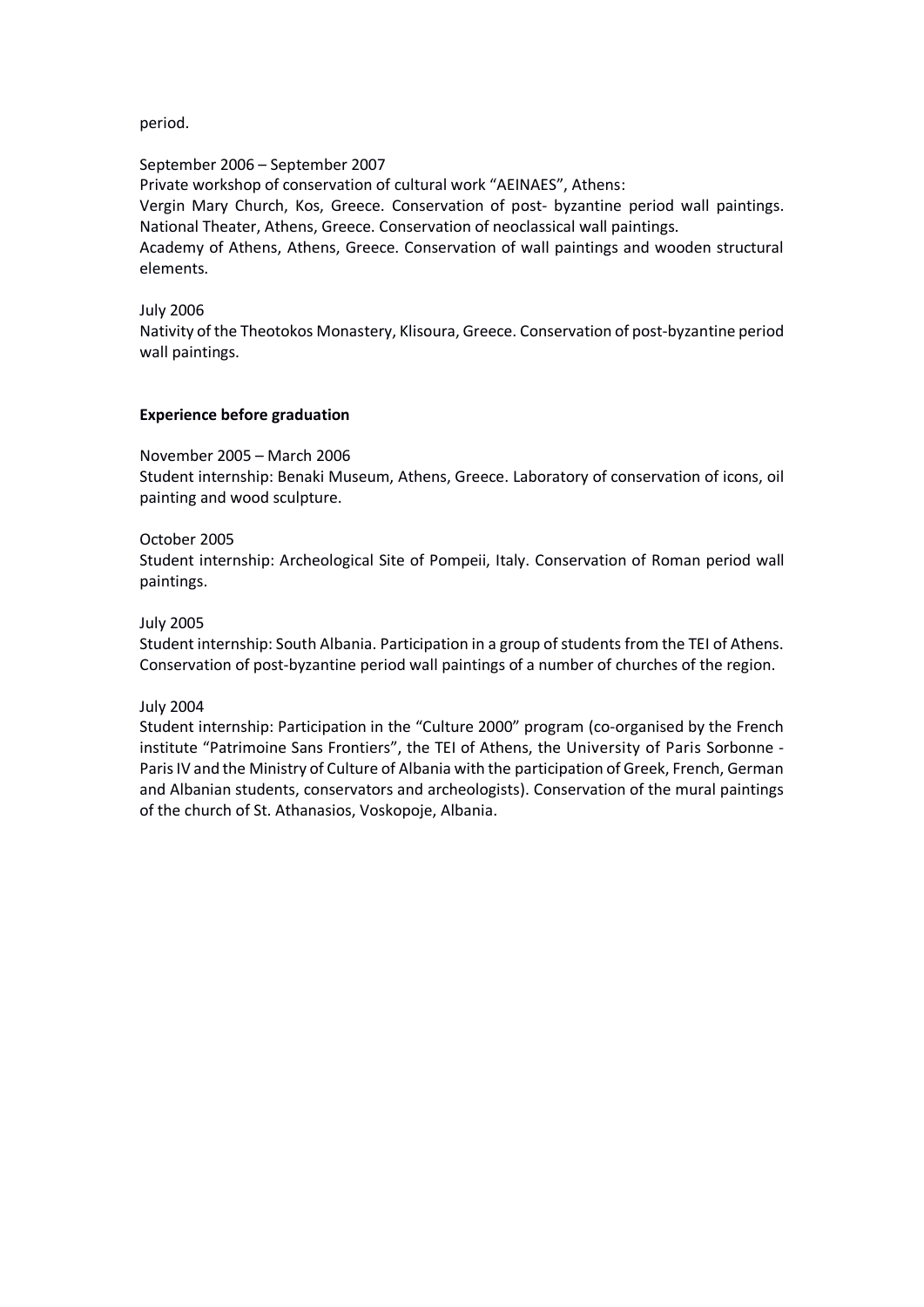period.

September 2006 – September 2007
Private workshop of conservation of cultural work "AEINAES", Athens:
Vergin Mary Church, Kos, Greece. Conservation of post- byzantine period wall paintings.
National Theater, Athens, Greece. Conservation of neoclassical wall paintings.
Academy of Athens, Athens, Greece. Conservation of wall paintings and wooden structural elements.

July 2006
Nativity of the Theotokos Monastery, Klisoura, Greece. Conservation of post-byzantine period wall paintings.

**Experience before graduation**

November 2005 – March 2006
Student internship: Benaki Museum, Athens, Greece. Laboratory of conservation of icons, oil painting and wood sculpture.

October 2005
Student internship: Archeological Site of Pompeii, Italy. Conservation of Roman period wall paintings.

July 2005
Student internship: South Albania. Participation in a group of students from the TEI of Athens. Conservation of post-byzantine period wall paintings of a number of churches of the region.

July 2004
Student internship: Participation in the "Culture 2000" program (co-organised by the French institute "Patrimoine Sans Frontiers", the TEI of Athens, the University of Paris Sorbonne - Paris IV and the Ministry of Culture of Albania with the participation of Greek, French, German and Albanian students, conservators and archeologists). Conservation of the mural paintings of the church of St. Athanasios, Voskopoje, Albania.